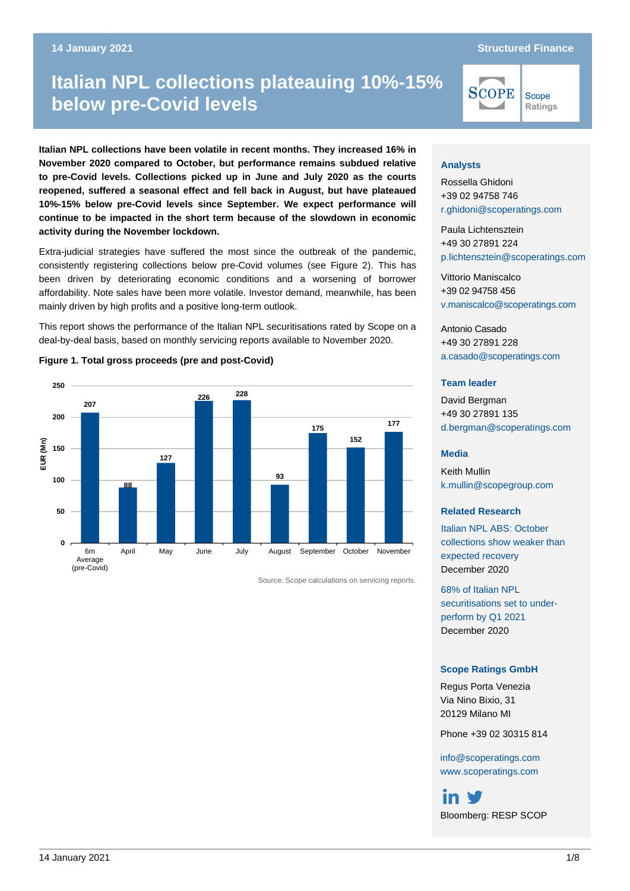# Italian NPL collections plateauing 10%-15% below pre-Covid levels

**Italian NPL collections have been volatile in recent months. They increased 16% in November 2020 compared to October, but performance remains subdued relative to pre-Covid levels. Collections picked up in June and July 2020 as the courts reopened, suffered a seasonal effect and fell back in August, but have plateaued 10%-15% below pre-Covid levels since September. We expect performance will continue to be impacted in the short term because of the slowdown in economic activity during the November lockdown.**

Extra-judicial strategies have suffered the most since the outbreak of the pandemic, consistently registering collections below pre-Covid volumes (see Figure 2). This has been driven by deteriorating economic conditions and a worsening of borrower affordability. Note sales have been more volatile. Investor demand, meanwhile, has been mainly driven by high profits and a positive long-term outlook.

This report shows the performance of the Italian NPL securitisations rated by Scope on a deal-by-deal basis, based on monthly servicing reports available to November 2020.

**Figure 1. Total gross proceeds (pre and post-Covid)**

| Period | EUR (Mn) |
|---|---|
| 6m Average (pre-Covid) | 207 |
| April | 88 |
| May | 127 |
| June | 226 |
| July | 228 |
| August | 93 |
| September | 175 |
| October | 152 |
| November | 177 |

Source: Scope calculations on servicing reports.

**Analysts**

Rossella Ghidoni
+39 02 94758 746
r.ghidoni@scoperatings.com

Paula Lichtensztein
+49 30 27891 224
p.lichtensztein@scoperatings.com

Vittorio Maniscalco
+39 02 94758 456
v.maniscalco@scoperatings.com

Antonio Casado
+49 30 27891 228
a.casado@scoperatings.com

**Team leader**

David Bergman
+49 30 27891 135
d.bergman@scoperatings.com

**Media**

Keith Mullin
k.mullin@scopegroup.com

**Related Research**

Italian NPL ABS: October collections show weaker than expected recovery
December 2020

68% of Italian NPL securitisations set to under-perform by Q1 2021
December 2020

**Scope Ratings GmbH**

Regus Porta Venezia
Via Nino Bixio, 31
20129 Milano MI

Phone +39 02 30315 814

info@scoperatings.com
www.scoperatings.com

Bloomberg: RESP SCOP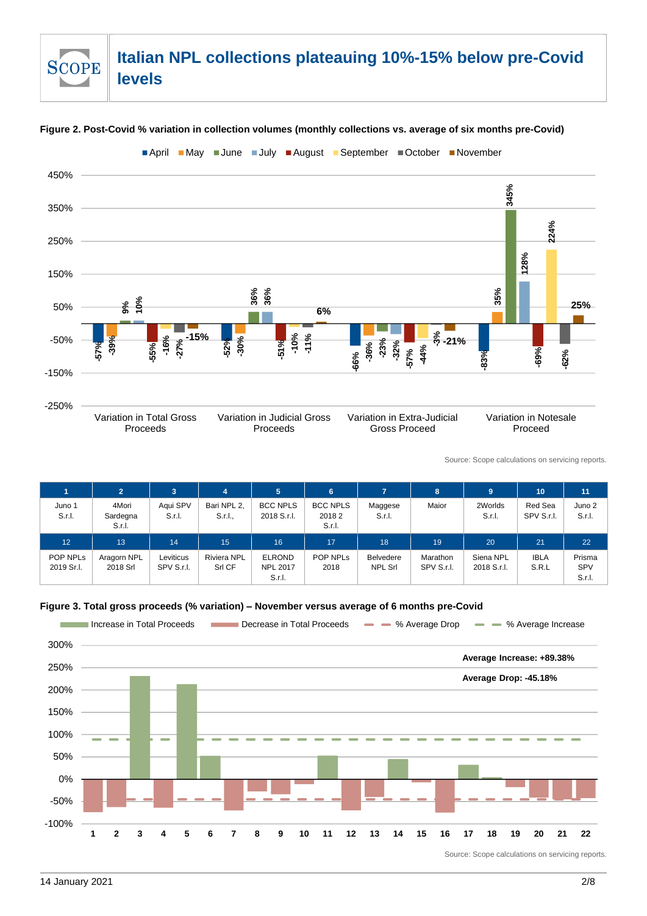# Italian NPL collections plateauing 10%-15% below pre-Covid levels

**Figure 2. Post-Covid % variation in collection volumes (monthly collections vs. average of six months pre-Covid)**

| | April | May | June | July | August | September | October | November |
|---|---|---|---|---|---|---|---|---|
| Variation in Total Gross Proceeds | -57% | -39% | 9% | 10% | -55% | -16% | -27% | -15% |
| Variation in Judicial Gross Proceeds | -52% | -30% | 36% | 36% | -51% | -10% | -11% | 6% |
| Variation in Extra-Judicial Gross Proceed | -66% | -36% | -23% | -32% | -57% | -44% | -3% | -21% |
| Variation in Notesale Proceed | -83% | 35% | 345% | 128% | -69% | 224% | -62% | 25% |

Source: Scope calculations on servicing reports.

| 1 | 2 | 3 | 4 | 5 | 6 | 7 | 8 | 9 | 10 | 11 |
|---|---|---|---|---|---|---|---|---|---|---|
| Juno 1 S.r.l. | 4Mori Sardegna S.r.l. | Aqui SPV S.r.l. | Bari NPL 2, S.r.l., | BCC NPLS 2018 S.r.l. | BCC NPLS 2018 2 S.r.l. | Maggese S.r.l. | Maior | 2Worlds S.r.l. | Red Sea SPV S.r.l. | Juno 2 S.r.l. |
| **12** | **13** | **14** | **15** | **16** | **17** | **18** | **19** | **20** | **21** | **22** |
| POP NPLs 2019 Sr.l. | Aragorn NPL 2018 Srl | Leviticus SPV S.r.l. | Riviera NPL Srl CF | ELROND NPL 2017 S.r.l. | POP NPLs 2018 | Belvedere NPL Srl | Marathon SPV S.r.l. | Siena NPL 2018 S.r.l. | IBLA S.R.L | Prisma SPV S.r.l. |

**Figure 3. Total gross proceeds (% variation) – November versus average of 6 months pre-Covid**

Legend: Increase in Total Proceeds; Decrease in Total Proceeds; % Average Drop; % Average Increase

**Average Increase: +89.38%**

**Average Drop: -45.18%**

Source: Scope calculations on servicing reports.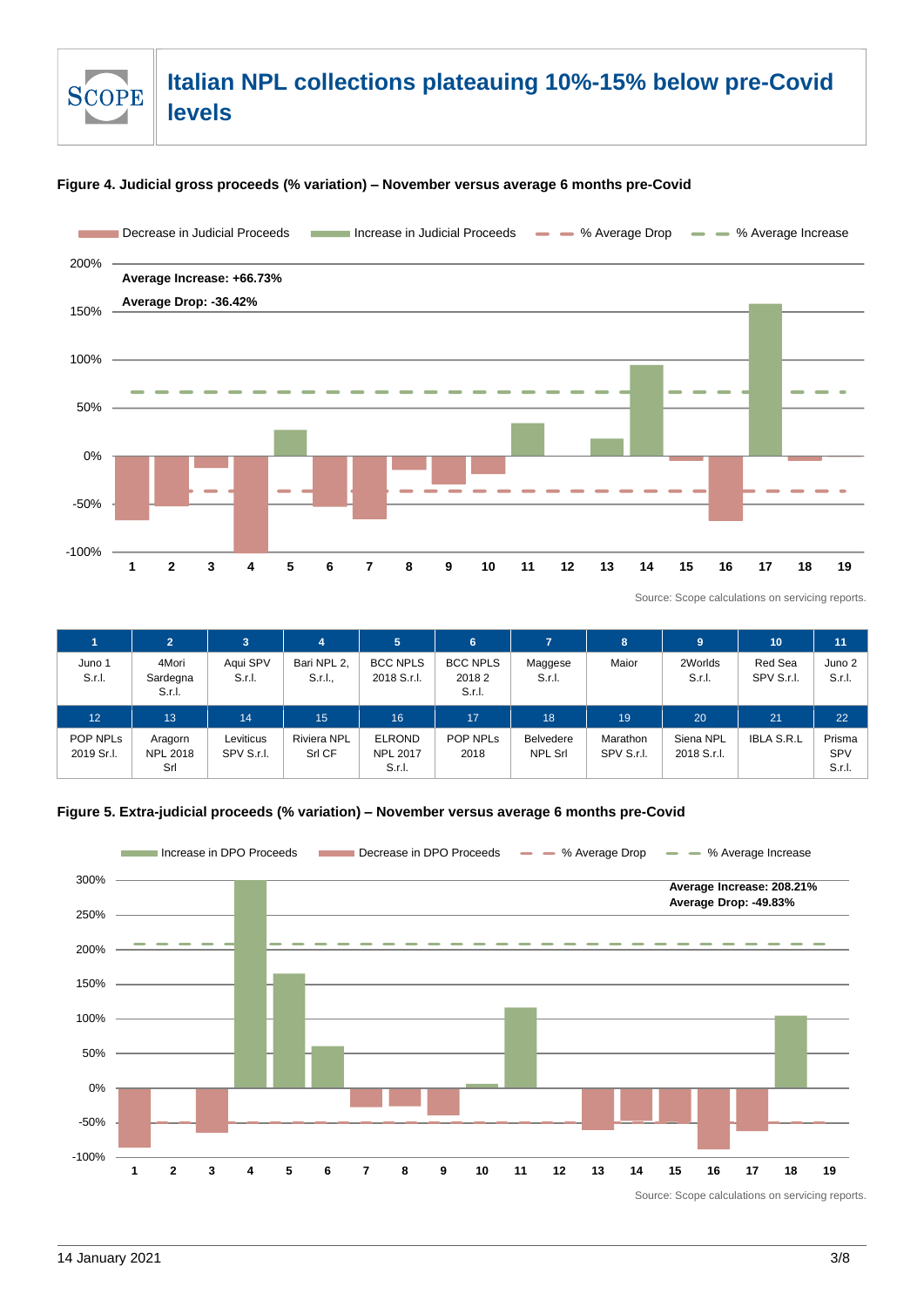**Figure 4. Judicial gross proceeds (% variation) – November versus average 6 months pre-Covid**

Decrease in Judicial Proceeds | Increase in Judicial Proceeds | % Average Drop | % Average Increase

Average Increase: +66.73%

Average Drop: -36.42%

Source: Scope calculations on servicing reports.

| 1 | 2 | 3 | 4 | 5 | 6 | 7 | 8 | 9 | 10 | 11 |
|---|---|---|---|---|---|---|---|---|---|---|
| Juno 1 S.r.l. | 4Mori Sardegna S.r.l. | Aqui SPV S.r.l. | Bari NPL 2, S.r.l., | BCC NPLS 2018 S.r.l. | BCC NPLS 2018 2 S.r.l. | Maggese S.r.l. | Maior | 2Worlds S.r.l. | Red Sea SPV S.r.l. | Juno 2 S.r.l. |
| **12** | **13** | **14** | **15** | **16** | **17** | **18** | **19** | **20** | **21** | **22** |
| POP NPLs 2019 Sr.l. | Aragorn NPL 2018 Srl | Leviticus SPV S.r.l. | Riviera NPL Srl CF | ELROND NPL 2017 S.r.l. | POP NPLs 2018 | Belvedere NPL Srl | Marathon SPV S.r.l. | Siena NPL 2018 S.r.l. | IBLA S.R.L | Prisma SPV S.r.l. |

**Figure 5. Extra-judicial proceeds (% variation) – November versus average 6 months pre-Covid**

Increase in DPO Proceeds | Decrease in DPO Proceeds | % Average Drop | % Average Increase

Average Increase: 208.21%

Average Drop: -49.83%

Source: Scope calculations on servicing reports.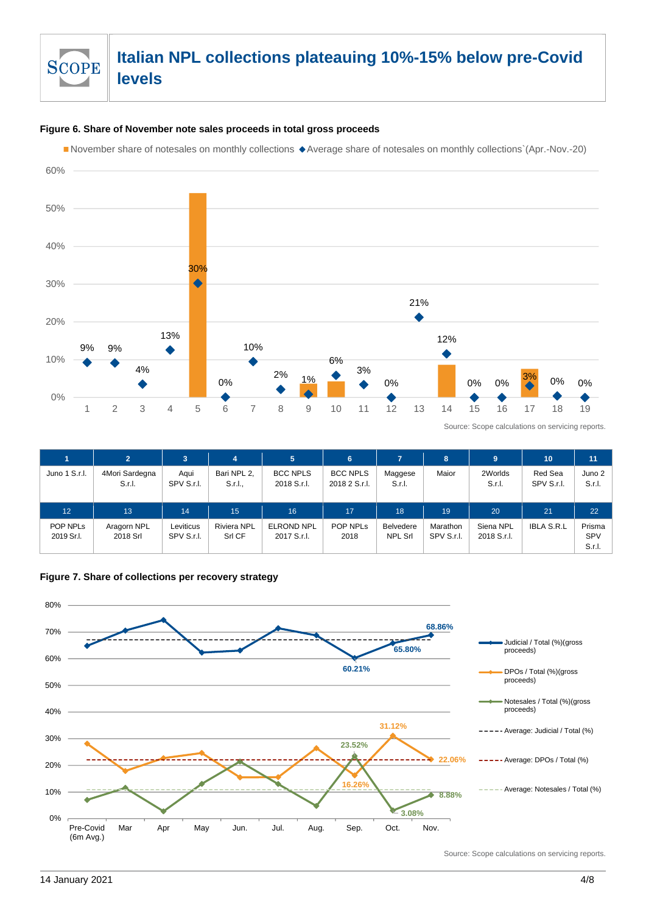# Italian NPL collections plateauing 10%-15% below pre-Covid levels

**Figure 6. Share of November note sales proceeds in total gross proceeds**

November share of notesales on monthly collections ◆ Average share of notesales on monthly collections (Apr.-Nov.-20)

Source: Scope calculations on servicing reports.

| 1 | 2 | 3 | 4 | 5 | 6 | 7 | 8 | 9 | 10 | 11 |
|---|---|---|---|---|---|---|---|---|---|---|
| Juno 1 S.r.l. | 4Mori Sardegna S.r.l. | Aqui SPV S.r.l. | Bari NPL 2, S.r.l., | BCC NPLS 2018 S.r.l. | BCC NPLS 2018 2 S.r.l. | Maggese S.r.l. | Maior | 2Worlds S.r.l. | Red Sea SPV S.r.l. | Juno 2 S.r.l. |
| **12** | **13** | **14** | **15** | **16** | **17** | **18** | **19** | **20** | **21** | **22** |
| POP NPLs 2019 Sr.l. | Aragorn NPL 2018 Srl | Leviticus SPV S.r.l. | Riviera NPL Srl CF | ELROND NPL 2017 S.r.l. | POP NPLs 2018 | Belvedere NPL Srl | Marathon SPV S.r.l. | Siena NPL 2018 S.r.l. | IBLA S.R.L | Prisma SPV S.r.l. |

**Figure 7. Share of collections per recovery strategy**

Source: Scope calculations on servicing reports.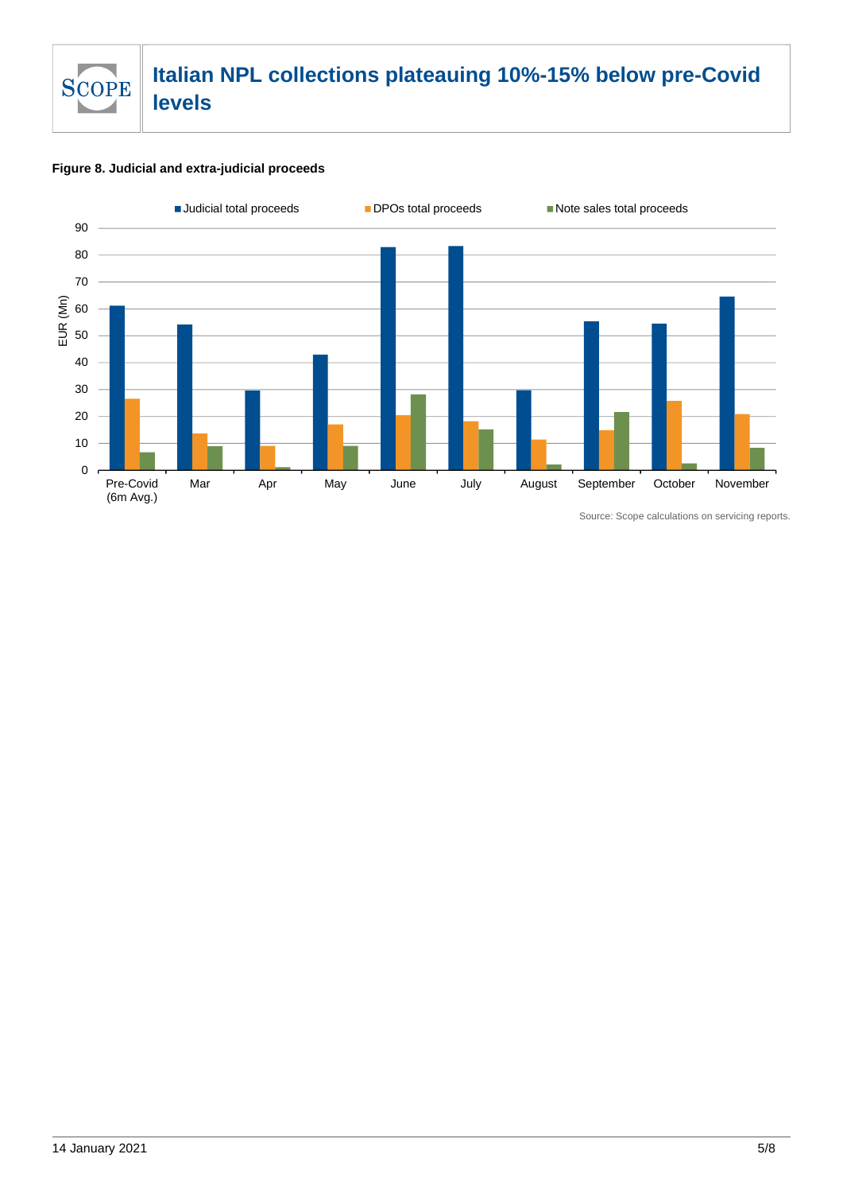**Figure 8. Judicial and extra-judicial proceeds**

Source: Scope calculations on servicing reports.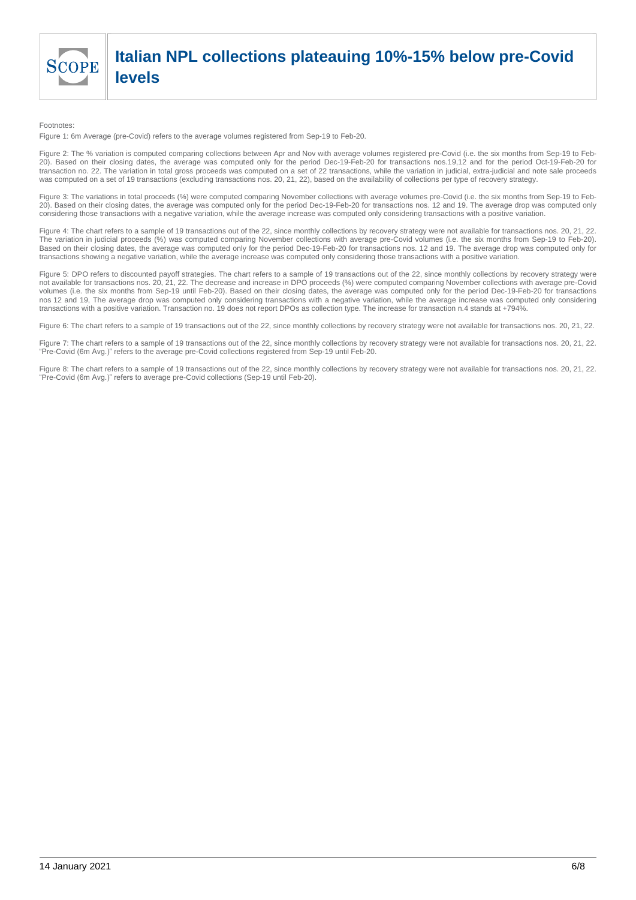Footnotes:

Figure 1: 6m Average (pre-Covid) refers to the average volumes registered from Sep-19 to Feb-20.

Figure 2: The % variation is computed comparing collections between Apr and Nov with average volumes registered pre-Covid (i.e. the six months from Sep-19 to Feb-20). Based on their closing dates, the average was computed only for the period Dec-19-Feb-20 for transactions nos.19,12 and for the period Oct-19-Feb-20 for transaction no. 22. The variation in total gross proceeds was computed on a set of 22 transactions, while the variation in judicial, extra-judicial and note sale proceeds was computed on a set of 19 transactions (excluding transactions nos. 20, 21, 22), based on the availability of collections per type of recovery strategy.

Figure 3: The variations in total proceeds (%) were computed comparing November collections with average volumes pre-Covid (i.e. the six months from Sep-19 to Feb-20). Based on their closing dates, the average was computed only for the period Dec-19-Feb-20 for transactions nos. 12 and 19. The average drop was computed only considering those transactions with a negative variation, while the average increase was computed only considering transactions with a positive variation.

Figure 4: The chart refers to a sample of 19 transactions out of the 22, since monthly collections by recovery strategy were not available for transactions nos. 20, 21, 22. The variation in judicial proceeds (%) was computed comparing November collections with average pre-Covid volumes (i.e. the six months from Sep-19 to Feb-20). Based on their closing dates, the average was computed only for the period Dec-19-Feb-20 for transactions nos. 12 and 19. The average drop was computed only for transactions showing a negative variation, while the average increase was computed only considering those transactions with a positive variation.

Figure 5: DPO refers to discounted payoff strategies. The chart refers to a sample of 19 transactions out of the 22, since monthly collections by recovery strategy were not available for transactions nos. 20, 21, 22. The decrease and increase in DPO proceeds (%) were computed comparing November collections with average pre-Covid volumes (i.e. the six months from Sep-19 until Feb-20). Based on their closing dates, the average was computed only for the period Dec-19-Feb-20 for transactions nos 12 and 19, The average drop was computed only considering transactions with a negative variation, while the average increase was computed only considering transactions with a positive variation. Transaction no. 19 does not report DPOs as collection type. The increase for transaction n.4 stands at +794%.

Figure 6: The chart refers to a sample of 19 transactions out of the 22, since monthly collections by recovery strategy were not available for transactions nos. 20, 21, 22.

Figure 7: The chart refers to a sample of 19 transactions out of the 22, since monthly collections by recovery strategy were not available for transactions nos. 20, 21, 22. "Pre-Covid (6m Avg.)" refers to the average pre-Covid collections registered from Sep-19 until Feb-20.

Figure 8: The chart refers to a sample of 19 transactions out of the 22, since monthly collections by recovery strategy were not available for transactions nos. 20, 21, 22. "Pre-Covid (6m Avg.)" refers to average pre-Covid collections (Sep-19 until Feb-20).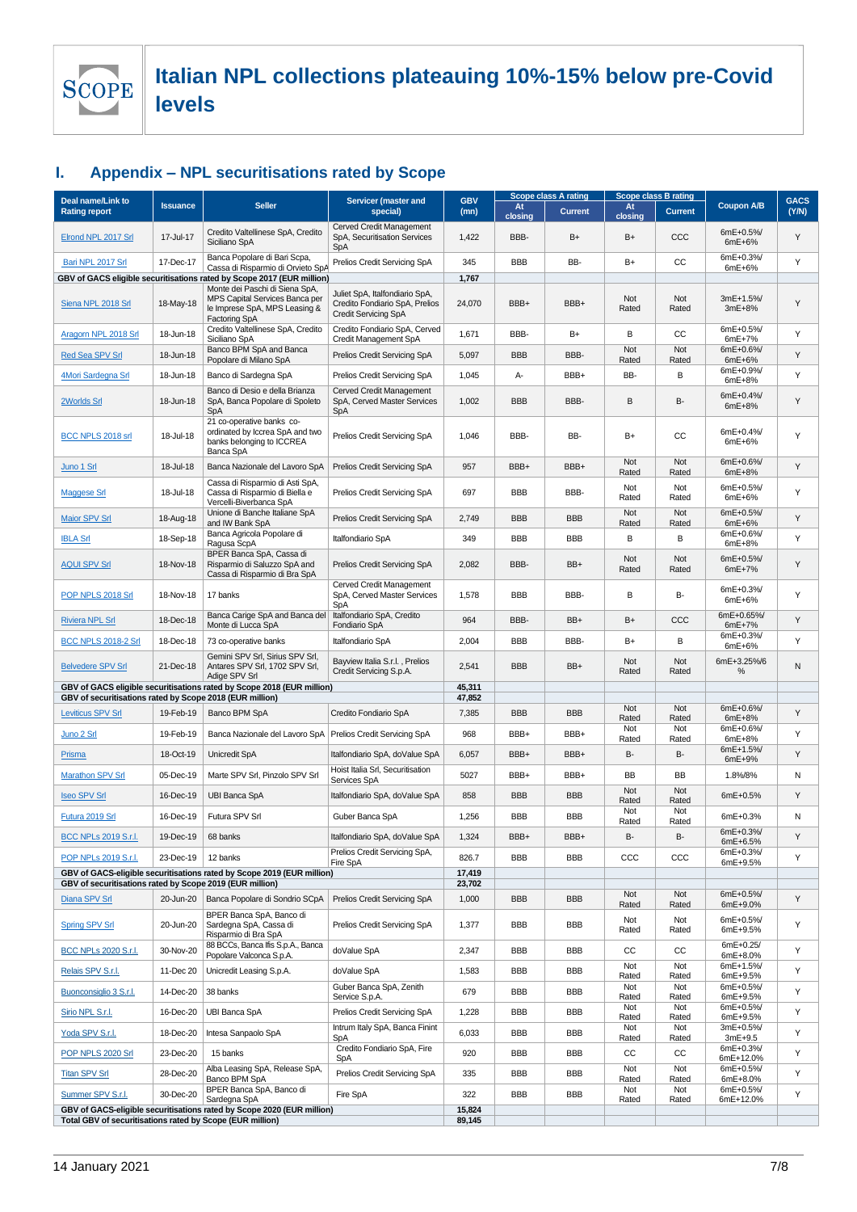## I. Appendix – NPL securitisations rated by Scope

| Deal name/Link to Rating report | Issuance | Seller | Servicer (master and special) | GBV (mn) | Scope class A rating | | Scope class B rating | | Coupon A/B | GACS (Y/N) |
|---|---|---|---|---|---|---|---|---|---|---|
| | | | | | At closing | Current | At closing | Current | | |
| Elrond NPL 2017 Srl | 17-Jul-17 | Credito Valtellinese SpA, Credito Siciliano SpA | Cerved Credit Management SpA, Securitisation Services SpA | 1,422 | BBB- | B+ | B+ | CCC | 6mE+0.5%/ 6mE+6% | Y |
| Bari NPL 2017 Srl | 17-Dec-17 | Banca Popolare di Bari Scpa, Cassa di Risparmio di Orvieto SpA | Prelios Credit Servicing SpA | 345 | BBB | BB- | B+ | CC | 6mE+0.3%/ 6mE+6% | Y |
| GBV of GACS eligible securitisations rated by Scope 2017 (EUR million) | | | | 1,767 | | | | | | |
| Siena NPL 2018 Srl | 18-May-18 | Monte dei Paschi di Siena SpA, MPS Capital Services Banca per le Imprese SpA, MPS Leasing & Factoring SpA | Juliet SpA, Italfondiario SpA, Credito Fondiario SpA, Prelios Credit Servicing SpA | 24,070 | BBB+ | BBB+ | Not Rated | Not Rated | 3mE+1.5%/ 3mE+8% | Y |
| Aragorn NPL 2018 Srl | 18-Jun-18 | Credito Valtellinese SpA, Credito Siciliano SpA | Credito Fondiario SpA, Cerved Credit Management SpA | 1,671 | BBB- | B+ | B | CC | 6mE+0.5%/ 6mE+7% | Y |
| Red Sea SPV Srl | 18-Jun-18 | Banco BPM SpA and Banca Popolare di Milano SpA | Prelios Credit Servicing SpA | 5,097 | BBB | BBB- | Not Rated | Not Rated | 6mE+0.6%/ 6mE+6% | Y |
| 4Mori Sardegna Srl | 18-Jun-18 | Banco di Sardegna SpA | Prelios Credit Servicing SpA | 1,045 | A- | BBB+ | BB- | B | 6mE+0.9%/ 6mE+8% | Y |
| 2Worlds Srl | 18-Jun-18 | Banco di Desio e della Brianza SpA, Banca Popolare di Spoleto SpA | Cerved Credit Management SpA, Cerved Master Services SpA | 1,002 | BBB | BBB- | B | B- | 6mE+0.4%/ 6mE+8% | Y |
| BCC NPLS 2018 srl | 18-Jul-18 | 21 co-operative banks co-ordinated by Iccrea SpA and two banks belonging to ICCREA Banca SpA | Prelios Credit Servicing SpA | 1,046 | BBB- | BB- | B+ | CC | 6mE+0.4%/ 6mE+6% | Y |
| Juno 1 Srl | 18-Jul-18 | Banca Nazionale del Lavoro SpA | Prelios Credit Servicing SpA | 957 | BBB+ | BBB+ | Not Rated | Not Rated | 6mE+0.6%/ 6mE+8% | Y |
| Maggese Srl | 18-Jul-18 | Cassa di Risparmio di Asti SpA, Cassa di Risparmio di Biella e Vercelli-Biverbanca SpA | Prelios Credit Servicing SpA | 697 | BBB | BBB- | Not Rated | Not Rated | 6mE+0.5%/ 6mE+6% | Y |
| Maior SPV Srl | 18-Aug-18 | Unione di Banche Italiane SpA and IW Bank SpA | Prelios Credit Servicing SpA | 2,749 | BBB | BBB | Not Rated | Not Rated | 6mE+0.5%/ 6mE+6% | Y |
| IBLA Srl | 18-Sep-18 | Banca Agricola Popolare di Ragusa ScpA | Italfondiario SpA | 349 | BBB | BBB | B | B | 6mE+0.6%/ 6mE+8% | Y |
| AQUI SPV Srl | 18-Nov-18 | BPER Banca SpA, Cassa di Risparmio di Saluzzo SpA and Cassa di Risparmio di Bra SpA | Prelios Credit Servicing SpA | 2,082 | BBB- | BB+ | Not Rated | Not Rated | 6mE+0.5%/ 6mE+7% | Y |
| POP NPLS 2018 Srl | 18-Nov-18 | 17 banks | Cerved Credit Management SpA, Cerved Master Services SpA | 1,578 | BBB | BBB- | B | B- | 6mE+0.3%/ 6mE+6% | Y |
| Riviera NPL Srl | 18-Dec-18 | Banca Carige SpA and Banca del Monte di Lucca SpA | Italfondiario SpA, Credito Fondiario SpA | 964 | BBB- | BB+ | B+ | CCC | 6mE+0.65%/ 6mE+7% | Y |
| BCC NPLS 2018-2 Srl | 18-Dec-18 | 73 co-operative banks | Italfondiario SpA | 2,004 | BBB | BBB- | B+ | B | 6mE+0.3%/ 6mE+6% | Y |
| Belvedere SPV Srl | 21-Dec-18 | Gemini SPV Srl, Sirius SPV Srl, Antares SPV Srl, 1702 SPV Srl, Adige SPV Srl | Bayview Italia S.r.l. , Prelios Credit Servicing S.p.A. | 2,541 | BBB | BB+ | Not Rated | Not Rated | 6mE+3.25%/6 % | N |
| GBV of GACS eligible securitisations rated by Scope 2018 (EUR million) | | | | 45,311 | | | | | | |
| GBV of securitisations rated by Scope 2018 (EUR million) | | | | 47,852 | | | | | | |
| Leviticus SPV Srl | 19-Feb-19 | Banco BPM SpA | Credito Fondiario SpA | 7,385 | BBB | BBB | Not Rated | Not Rated | 6mE+0.6%/ 6mE+8% | Y |
| Juno 2 Srl | 19-Feb-19 | Banca Nazionale del Lavoro SpA | Prelios Credit Servicing SpA | 968 | BBB+ | BBB+ | Not Rated | Not Rated | 6mE+0.6%/ 6mE+8% | Y |
| Prisma | 18-Oct-19 | Unicredit SpA | Italfondiario SpA, doValue SpA | 6,057 | BBB+ | BBB+ | B- | B- | 6mE+1.5%/ 6mE+9% | Y |
| Marathon SPV Srl | 05-Dec-19 | Marte SPV Srl, Pinzolo SPV Srl | Hoist Italia Srl, Securitisation Services SpA | 5027 | BBB+ | BBB+ | BB | BB | 1.8%/8% | N |
| Iseo SPV Srl | 16-Dec-19 | UBI Banca SpA | Italfondiario SpA, doValue SpA | 858 | BBB | BBB | Not Rated | Not Rated | 6mE+0.5% | Y |
| Futura 2019 Srl | 16-Dec-19 | Futura SPV Srl | Guber Banca SpA | 1,256 | BBB | BBB | Not Rated | Not Rated | 6mE+0.3% | N |
| BCC NPLs 2019 S.r.l. | 19-Dec-19 | 68 banks | Italfondiario SpA, doValue SpA | 1,324 | BBB+ | BBB+ | B- | B- | 6mE+0.3%/ 6mE+6.5% | Y |
| POP NPLs 2019 S.r.l. | 23-Dec-19 | 12 banks | Prelios Credit Servicing SpA, Fire SpA | 826.7 | BBB | BBB | CCC | CCC | 6mE+0.3%/ 6mE+9.5% | Y |
| GBV of GACS-eligible securitisations rated by Scope 2019 (EUR million) | | | | 17,419 | | | | | | |
| GBV of securitisations rated by Scope 2019 (EUR million) | | | | 23,702 | | | | | | |
| Diana SPV Srl | 20-Jun-20 | Banca Popolare di Sondrio SCpA | Prelios Credit Servicing SpA | 1,000 | BBB | BBB | Not Rated | Not Rated | 6mE+0.5%/ 6mE+9.0% | Y |
| Spring SPV Srl | 20-Jun-20 | BPER Banca SpA, Banco di Sardegna SpA, Cassa di Risparmio di Bra SpA | Prelios Credit Servicing SpA | 1,377 | BBB | BBB | Not Rated | Not Rated | 6mE+0.5%/ 6mE+9.5% | Y |
| BCC NPLs 2020 S.r.l. | 30-Nov-20 | 88 BCCs, Banca Ifis S.p.A., Banca Popolare Valconca S.p.A. | doValue SpA | 2,347 | BBB | BBB | CC | CC | 6mE+0.25/ 6mE+8.0% | Y |
| Relais SPV S.r.l. | 11-Dec 20 | Unicredit Leasing S.p.A. | doValue SpA | 1,583 | BBB | BBB | Not Rated | Not Rated | 6mE+1.5%/ 6mE+9.5% | Y |
| Buonconsiglio 3 S.r.l. | 14-Dec-20 | 38 banks | Guber Banca SpA, Zenith Service S.p.A. | 679 | BBB | BBB | Not Rated | Not Rated | 6mE+0.5%/ 6mE+9.5% | Y |
| Sirio NPL S.r.l. | 16-Dec-20 | UBI Banca SpA | Prelios Credit Servicing SpA | 1,228 | BBB | BBB | Not Rated | Not Rated | 6mE+0.5%/ 6mE+9.5% | Y |
| Yoda SPV S.r.l. | 18-Dec-20 | Intesa Sanpaolo SpA | Intrum Italy SpA, Banca Finint SpA | 6,033 | BBB | BBB | Not Rated | Not Rated | 3mE+0.5%/ 3mE+9.5 | Y |
| POP NPLS 2020 Srl | 23-Dec-20 | 15 banks | Credito Fondiario SpA, Fire SpA | 920 | BBB | BBB | CC | CC | 6mE+0.3%/ 6mE+12.0% | Y |
| Titan SPV Srl | 28-Dec-20 | Alba Leasing SpA, Release SpA, Banco BPM SpA | Prelios Credit Servicing SpA | 335 | BBB | BBB | Not Rated | Not Rated | 6mE+0.5%/ 6mE+8.0% | Y |
| Summer SPV S.r.l. | 30-Dec-20 | BPER Banca SpA, Banco di Sardegna SpA | Fire SpA | 322 | BBB | BBB | Not Rated | Not Rated | 6mE+0.5%/ 6mE+12.0% | Y |
| GBV of GACS-eligible securitisations rated by Scope 2020 (EUR million) | | | | 15,824 | | | | | | |
| Total GBV of securitisations rated by Scope (EUR million) | | | | 89,145 | | | | | | |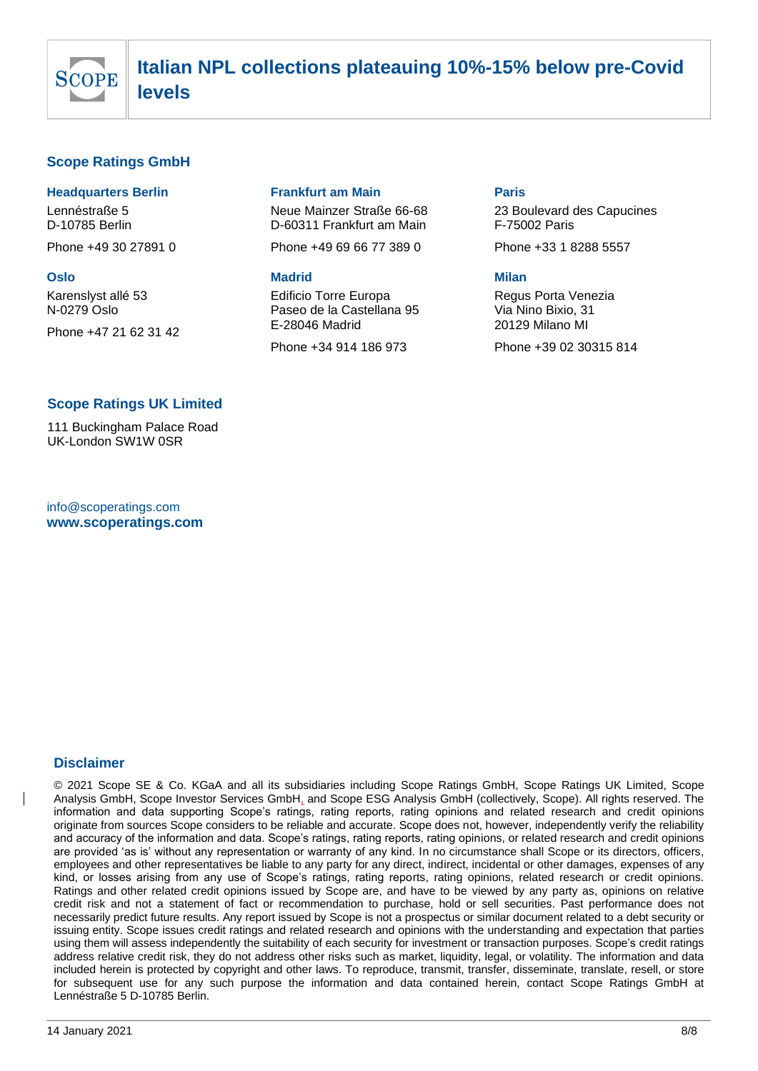## Scope Ratings GmbH

**Headquarters Berlin**

Lennéstraße 5
D-10785 Berlin

Phone +49 30 27891 0

**Frankfurt am Main**

Neue Mainzer Straße 66-68
D-60311 Frankfurt am Main

Phone +49 69 66 77 389 0

**Paris**

23 Boulevard des Capucines
F-75002 Paris

Phone +33 1 8288 5557

**Oslo**

Karenslyst allé 53
N-0279 Oslo

Phone +47 21 62 31 42

**Madrid**

Edificio Torre Europa
Paseo de la Castellana 95
E-28046 Madrid

Phone +34 914 186 973

**Milan**

Regus Porta Venezia
Via Nino Bixio, 31
20129 Milano MI

Phone +39 02 30315 814

## Scope Ratings UK Limited

111 Buckingham Palace Road
UK-London SW1W 0SR

info@scoperatings.com
**www.scoperatings.com**

### Disclaimer

© 2021 Scope SE & Co. KGaA and all its subsidiaries including Scope Ratings GmbH, Scope Ratings UK Limited, Scope Analysis GmbH, Scope Investor Services GmbH, and Scope ESG Analysis GmbH (collectively, Scope). All rights reserved. The information and data supporting Scope's ratings, rating reports, rating opinions and related research and credit opinions originate from sources Scope considers to be reliable and accurate. Scope does not, however, independently verify the reliability and accuracy of the information and data. Scope's ratings, rating reports, rating opinions, or related research and credit opinions are provided 'as is' without any representation or warranty of any kind. In no circumstance shall Scope or its directors, officers, employees and other representatives be liable to any party for any direct, indirect, incidental or other damages, expenses of any kind, or losses arising from any use of Scope's ratings, rating reports, rating opinions, related research or credit opinions. Ratings and other related credit opinions issued by Scope are, and have to be viewed by any party as, opinions on relative credit risk and not a statement of fact or recommendation to purchase, hold or sell securities. Past performance does not necessarily predict future results. Any report issued by Scope is not a prospectus or similar document related to a debt security or issuing entity. Scope issues credit ratings and related research and opinions with the understanding and expectation that parties using them will assess independently the suitability of each security for investment or transaction purposes. Scope's credit ratings address relative credit risk, they do not address other risks such as market, liquidity, legal, or volatility. The information and data included herein is protected by copyright and other laws. To reproduce, transmit, transfer, disseminate, translate, resell, or store for subsequent use for any such purpose the information and data contained herein, contact Scope Ratings GmbH at Lennéstraße 5 D-10785 Berlin.

14 January 2021